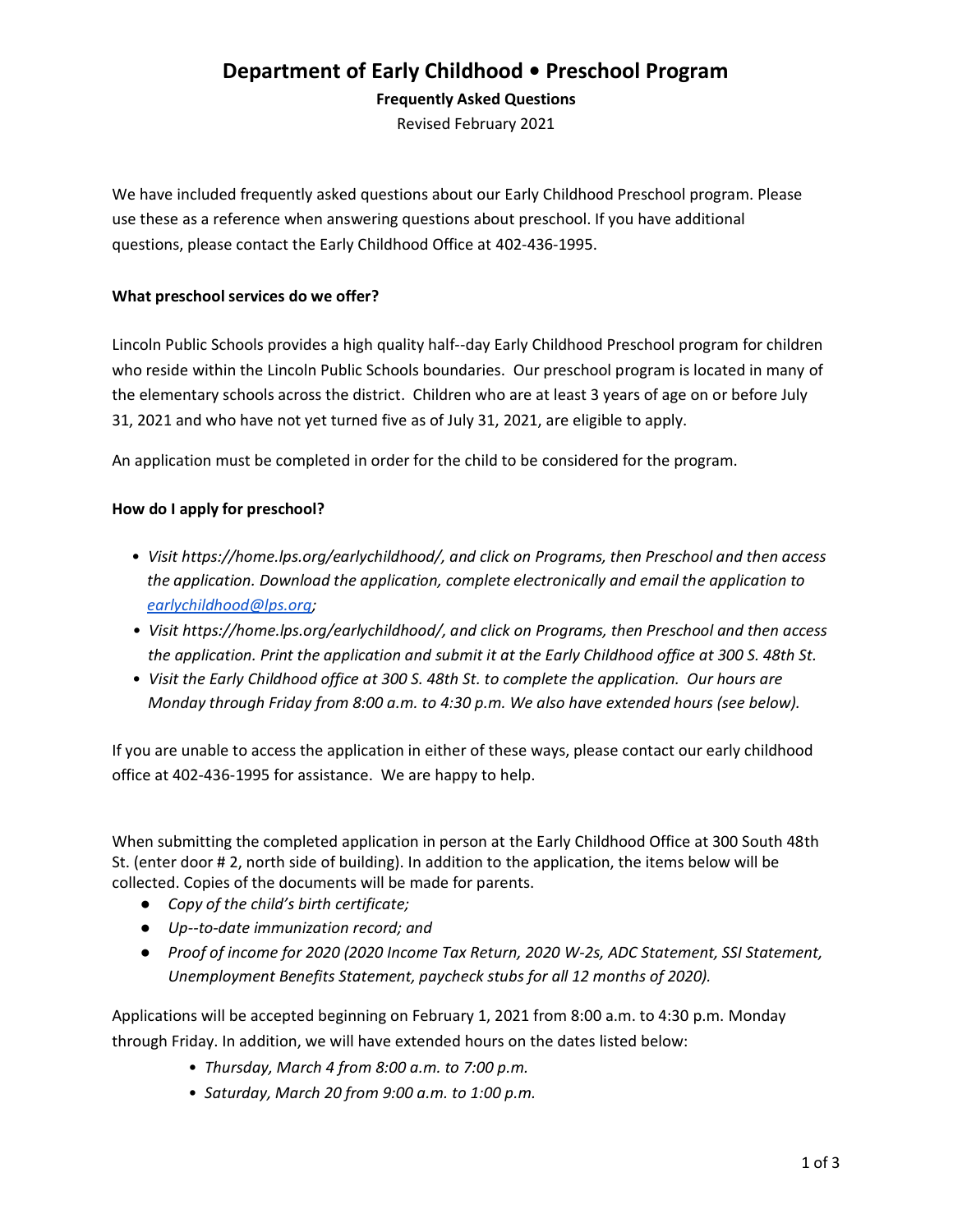# Department of Early Childhood • Preschool Program

**Frequently Asked Questions**

Revised February 2021

We have included frequently asked questions about our Early Childhood Preschool program. Please use these as a reference when answering questions about preschool. If you have additional questions, please contact the Early Childhood Office at 402-436-1995.

**What preschool services do we offer?**

Lincoln Public Schools provides a high quality half--day Early Childhood Preschool program for children who reside within the Lincoln Public Schools boundaries. Our preschool program is located in many of the elementary schools across the district. Children who are at least 3 years of age on or before July 31, 2021 and who have not yet turned five as of July 31, 2021, are eligible to apply.

An application must be completed in order for the child to be considered for the program.

**How do I apply for preschool?**

- *Visit https://home.lps.org/earlychildhood/, and click on Programs, then Preschool and then access the application. Download the application, complete electronically and email the application to [earlychildhood@lps.org](mailto:earlychildhood@lps.org);*
- *Visit https://home.lps.org/earlychildhood/, and click on Programs, then Preschool and then access the application. Print the application and submit it at the Early Childhood office at 300 S. 48th St.*
- *Visit the Early Childhood office at 300 S. 48th St. to complete the application. Our hours are Monday through Friday from 8:00 a.m. to 4:30 p.m. We also have extended hours (see below).*

If you are unable to access the application in either of these ways, please contact our early childhood office at 402-436-1995 for assistance. We are happy to help.

When submitting the completed application in person at the Early Childhood Office at 300 South 48th St. (enter door # 2, north side of building). In addition to the application, the items below will be collected. Copies of the documents will be made for parents.

- *Copy of the child's birth certificate;*
- *Up--to-date immunization record; and*
- *Proof of income for 2020 (2020 Income Tax Return, 2020 W-2s, ADC Statement, SSI Statement, Unemployment Benefits Statement, paycheck stubs for all 12 months of 2020).*

Applications will be accepted beginning on February 1, 2021 from 8:00 a.m. to 4:30 p.m. Monday through Friday. In addition, we will have extended hours on the dates listed below:

- *Thursday, March 4 from 8:00 a.m. to 7:00 p.m.*
- *Saturday, March 20 from 9:00 a.m. to 1:00 p.m.*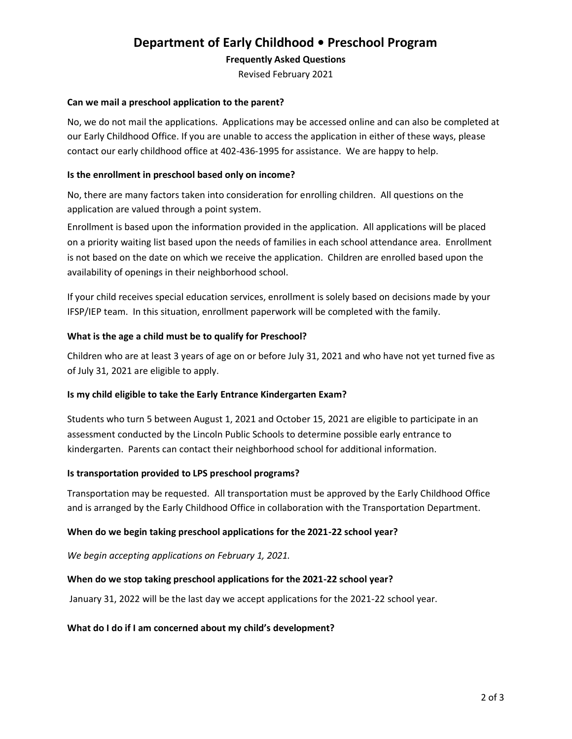# Department of Early Childhood • Preschool Program

**Frequently Asked Questions**

Revised February 2021

**Can we mail a preschool application to the parent?**

No, we do not mail the applications. Applications may be accessed online and can also be completed at our Early Childhood Office. If you are unable to access the application in either of these ways, please contact our early childhood office at 402-436-1995 for assistance. We are happy to help.

**Is the enrollment in preschool based only on income?**

No, there are many factors taken into consideration for enrolling children. All questions on the application are valued through a point system.

Enrollment is based upon the information provided in the application. All applications will be placed on a priority waiting list based upon the needs of families in each school attendance area. Enrollment is not based on the date on which we receive the application. Children are enrolled based upon the availability of openings in their neighborhood school.

If your child receives special education services, enrollment is solely based on decisions made by your IFSP/IEP team. In this situation, enrollment paperwork will be completed with the family.

**What is the age a child must be to qualify for Preschool?**

Children who are at least 3 years of age on or before July 31, 2021 and who have not yet turned five as of July 31, 2021 are eligible to apply.

**Is my child eligible to take the Early Entrance Kindergarten Exam?**

Students who turn 5 between August 1, 2021 and October 15, 2021 are eligible to participate in an assessment conducted by the Lincoln Public Schools to determine possible early entrance to kindergarten. Parents can contact their neighborhood school for additional information.

**Is transportation provided to LPS preschool programs?**

Transportation may be requested. All transportation must be approved by the Early Childhood Office and is arranged by the Early Childhood Office in collaboration with the Transportation Department.

**When do we begin taking preschool applications for the 2021-22 school year?**

*We begin accepting applications on February 1, 2021.*

**When do we stop taking preschool applications for the 2021-22 school year?**

January 31, 2022 will be the last day we accept applications for the 2021-22 school year.

**What do I do if I am concerned about my child's development?**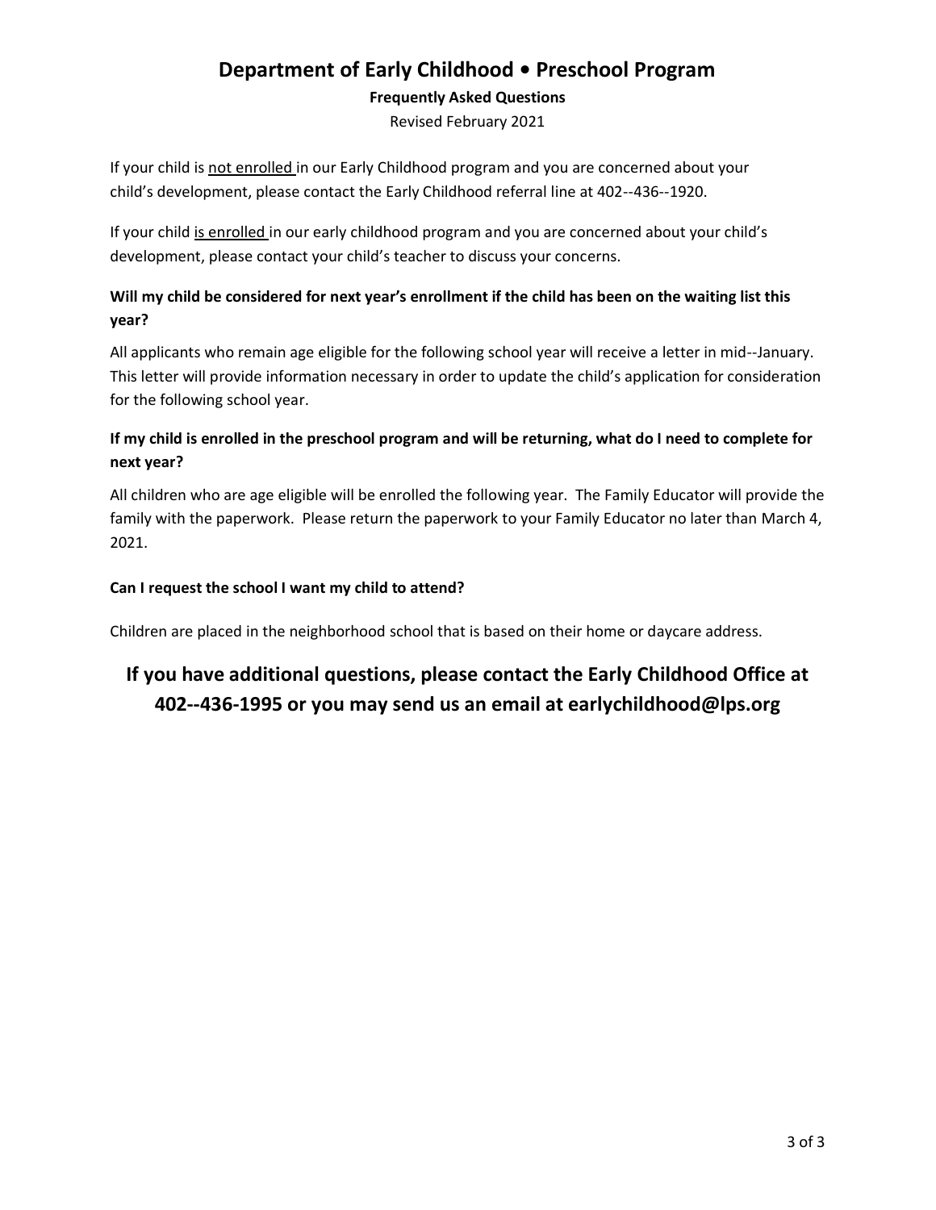# Department of Early Childhood • Preschool Program

**Frequently Asked Questions**

Revised February 2021

If your child is <u>not enrolled</u> in our Early Childhood program and you are concerned about your child's development, please contact the Early Childhood referral line at 402--436--1920.

If your child <u>is enrolled</u> in our early childhood program and you are concerned about your child's development, please contact your child's teacher to discuss your concerns.

**Will my child be considered for next year's enrollment if the child has been on the waiting list this year?**

All applicants who remain age eligible for the following school year will receive a letter in mid--January. This letter will provide information necessary in order to update the child's application for consideration for the following school year.

**If my child is enrolled in the preschool program and will be returning, what do I need to complete for next year?**

All children who are age eligible will be enrolled the following year. The Family Educator will provide the family with the paperwork. Please return the paperwork to your Family Educator no later than March 4, 2021.

**Can I request the school I want my child to attend?**

Children are placed in the neighborhood school that is based on their home or daycare address.

## If you have additional questions, please contact the Early Childhood Office at 402--436-1995 or you may send us an email at earlychildhood@lps.org